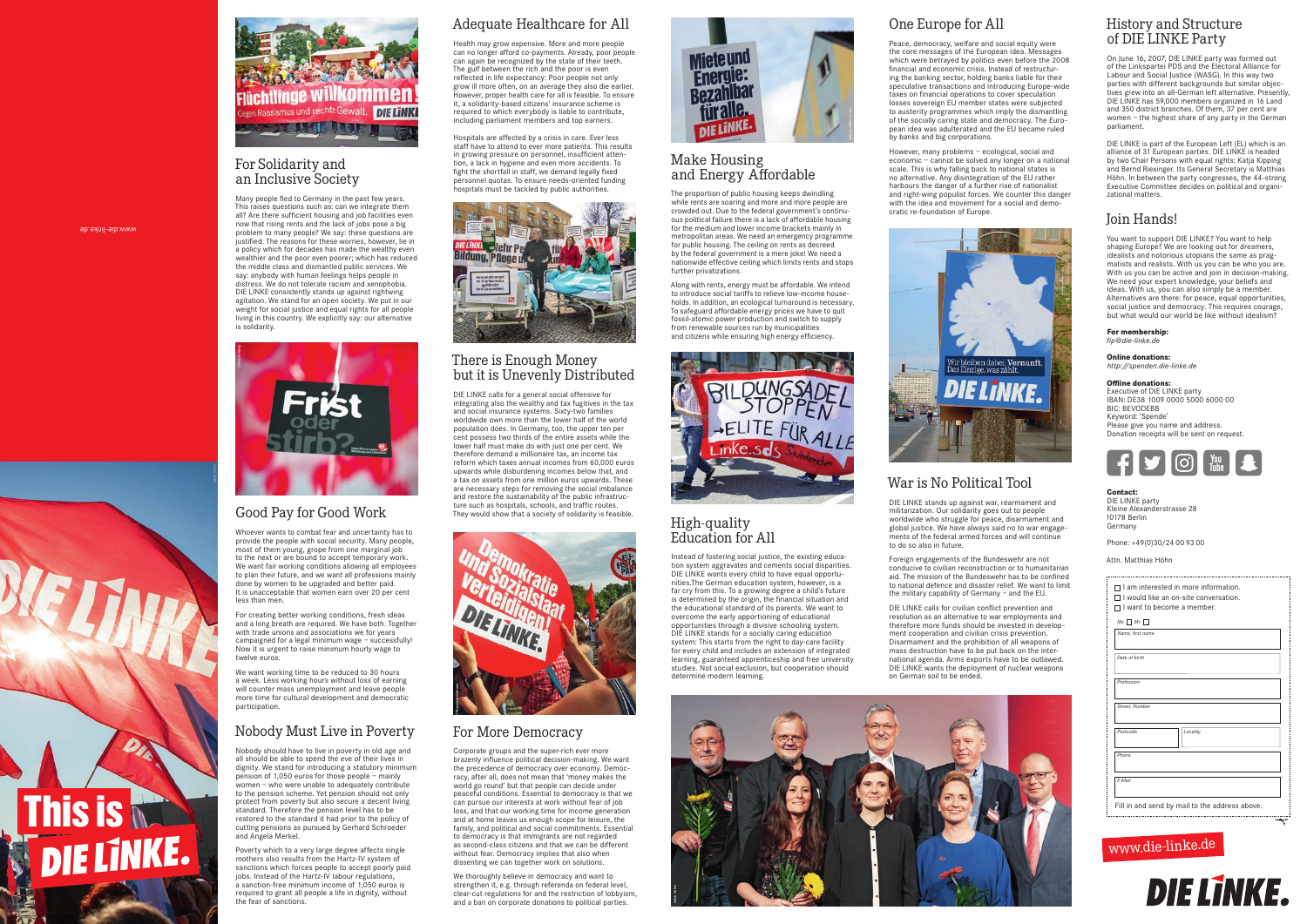www.die-linke.de

# This is DIE LINKE.

## For Solidarity and an Inclusive Society

Many people fled to Germany in the past few years. This raises questions such as: can we integrate them all? Are there sufficient housing and job facilities even now that rising rents and the lack of jobs pose a big problem to many people? We say: these questions are justified. The reasons for these worries, however, lie in a policy which for decades has made the wealthy even wealthier and the poor even poorer; which has reduced the middle class and dismantled public services. We say: anybody with human feelings helps people in distress. We do not tolerate racism and xenophobia. DIE LINKE consistently stands up against rightwing agitation. We stand for an open society. We put in our weight for social justice and equal rights for all people living in this country. We explicitly say: our alternative is solidarity.

## Good Pay for Good Work

Whoever wants to combat fear and uncertainty has to provide the people with social security. Many people, most of them young, grope from one marginal job to the next or are bound to accept temporary work. We want fair working conditions allowing all employees to plan their future, and we want all professions mainly done by women to be upgraded and better paid. It is unacceptable that women earn over 20 per cent less than men.

For creating better working conditions, fresh ideas and a long breath are required. We have both. Together with trade unions and associations we for years campaigned for a legal minimum wage – successfully! Now it is urgent to raise minimum hourly wage to twelve euros.

We want working time to be reduced to 30 hours a week. Less working hours without loss of earning will counter mass unemployment and leave people more time for cultural development and democratic participation.

## Nobody Must Live in Poverty

Nobody should have to live in poverty in old age and all should be able to spend the eve of their lives in dignity. We stand for introducing a statutory minimum pension of 1,050 euros for those people – mainly women – who were unable to adequately contribute to the pension scheme. Yet pension should not only protect from poverty but also secure a decent living standard. Therefore the pension level has to be restored to the standard it had prior to the policy of cutting pensions as pursued by Gerhard Schroeder and Angela Merkel.

Poverty which to a very large degree affects single mothers also results from the Hartz-IV system of sanctions which forces people to accept poorly paid jobs. Instead of the Hartz-IV labour regulations, a sanction-free minimum income of 1,050 euros is required to grant all people a life in dignity, without the fear of sanctions.

## Adequate Healthcare for All

Health may grow expensive. More and more people can no longer afford co-payments. Already, poor people can again be recognized by the state of their teeth. The gulf between the rich and the poor is even reflected in life expectancy: Poor people not only grow ill more often, on an average they also die earlier. However, proper health care for all is feasible. To ensure it, a solidarity-based citizens' insurance scheme is required to which everybody is liable to contribute, including parliament members and top earners.

Hospitals are affected by a crisis in care. Ever less staff have to attend to ever more patients. This results in growing pressure on personnel, insufficient attention, a lack in hygiene and even more accidents. To fight the shortfall in staff, we demand legally fixed personnel quotas. To ensure needs-oriented funding hospitals must be tackled by public authorities.

## There is Enough Money but it is Unevenly Distributed

DIE LINKE calls for a general social offensive for integrating also the wealthy and tax fugitives in the tax and social insurance systems. Sixty-two families worldwide own more than the lower half of the world population does. In Germany, too, the upper ten per cent possess two thirds of the entire assets while the lower half must make do with just one per cent. We therefore demand a millionaire tax, an income tax reform which taxes annual incomes from 60,000 euros upwards while disburdening incomes below that, and a tax on assets from one million euros upwards. These are necessary steps for removing the social imbalance and restore the sustainability of the public infrastructure such as hospitals, schools, and traffic routes. They would show that a society of solidarity is feasible.

## For More Democracy

Corporate groups and the super-rich ever more brazenly influence political decision-making. We want the precedence of democracy over economy. Democracy, after all, does not mean that 'money makes the world go round' but that people can decide upon peaceful conditions. Essential to democracy is that we can pursue our interests at work without fear of job loss, and that our working time for income generation and at home leaves us enough scope for leisure, the family, and political and social commitments. Essential to democracy is that immigrants are not regarded as second-class citizens and that we can be different without fear. Democracy implies that also when dissenting we can together work on solutions.

We thoroughly believe in democracy and want to strengthen it, e.g. through referenda on federal level, clear-cut regulations for and the restriction of lobbyism, and a ban on corporate donations to political parties.

## Make Housing and Energy Affordable

The proportion of public housing keeps dwindling while rents are soaring and more and more people are crowded out. Due to the federal government's continuous political failure there is a lack of affordable housing for the medium and lower income brackets mainly in metropolitan areas. We need an emergency programme for public housing. The ceiling on rents as decreed by the federal government is a mere joke! We need a nationwide effective ceiling which limits rents and stops further privatizations.

Along with rents, energy must be affordable. We intend to introduce social tariffs to relieve low-income households. In addition, an ecological turnaround is necessary. To safeguard affordable energy prices we have to quit fossil-atomic power production and switch to supply from renewable sources run by municipalities and citizens while ensuring high energy efficiency.

## High-quality Education for All

Instead of fostering social justice, the existing education system aggravates and cements social disparities. DIE LINKE wants every child to have equal opportunities. The German education system, however, is a far cry from this. To a growing degree a child's future is determined by the origin, the financial situation and the educational standard of its parents. We want to overcome the early apportioning of educational opportunities through a divisive schooling system. DIE LINKE stands for a socially caring education system: This starts from the right to day-care facility for every child and includes an extension of integrated learning, guaranteed apprenticeship and free university studies. Not social exclusion, but cooperation should determine modern learning.

## One Europe for All

Peace, democracy, welfare and social equity were the core messages of the European idea. Messages which were betrayed by politics even before the 2008 financial and economic crisis. Instead of restructuring the banking sector, holding banks liable for their speculative transactions and introducing Europe-wide taxes on financial operations to cover speculation losses sovereign EU member states were subjected to austerity programmes which imply the dismantling of the socially caring state and democracy. The European idea was adulterated and the EU became ruled by banks and big corporations.

However, many problems – ecological, social and economic – cannot be solved any longer on a national scale. This is why falling back to national states is no alternative. Any disintegration of the EU rather harbours the danger of a further rise of nationalist and right-wing populist forces. We counter this danger with the idea and movement for a social and democratic re-foundation of Europe.

## War is No Political Tool

DIE LINKE stands up against war, rearmament and militarization. Our solidarity goes out to people worldwide who struggle for peace, disarmament and global justice. We have always said no to war engagements of the federal armed forces and will continue to do so also in future.

Foreign engagements of the Bundeswehr are not conducive to civilian reconstruction or to humanitarian aid. The mission of the Bundeswehr has to be confined to national defence and disaster relief. We want to limit the military capability of Germany – and the EU.

DIE LINKE calls for civilian conflict prevention and resolution as an alternative to war employments and therefore more funds should be invested in development cooperation and civilian crisis prevention. Disarmament and the prohibition of all weapons of mass destruction have to be put back on the international agenda. Arms exports have to be outlawed. DIE LINKE wants the deployment of nuclear weapons on German soil to be ended.

## History and Structure of DIE LINKE Party

On June 16, 2007, DIE LINKE party was formed out of the Linkspartei PDS and the Electoral Alliance for Labour and Social Justice (WASG). In this way two parties with different backgrounds but similar objectives grew into an all-German left alternative. Presently, DIE LINKE has 59,000 members organized in 16 Land and 350 district branches. Of them, 37 per cent are women – the highest share of any party in the German parliament.

DIE LINKE is part of the European Left (EL) which is an alliance of 31 European parties. DIE LINKE is headed by two Chair Persons with equal rights: Katja Kipping and Bernd Riexinger. Its General Secretary is Matthias Höhn. In between the party congresses, the 44-strong Executive Committee decides on political and organizational matters.

## Join Hands!

You want to support DIE LINKE? You want to help shaping Europe? We are looking out for dreamers, idealists and notorious utopians the same as pragmatists and realists. With us you can be who you are. With us you can be active and join in decision-making. We need your expert knowledge, your beliefs and ideas. With us, you can also simply be a member. Alternatives are there: for peace, equal opportunities, social justice and democracy. This requires courage, but what would our world be like without idealism?

**For membership:**
*fip@die-linke.de*

**Online donations:**
*http://spenden.die-linke.de*

**Offline donations:**
Executive of DIE LINKE party
IBAN: DE38 1009 0000 5000 6000 00
BIC: BEVODEBB
Keyword: 'Spende'
Please give you name and address.
Donation receipts will be sent on request.

**Contact:**
DIE LINKE party
Kleine Alexanderstrasse 28
10178 Berlin
Germany

Phone: +49(0)30/24 00 93 00

Attn. Matthias Höhn

- ☐ I am interested in more information.
- ☐ I would like an on-site conversation.
- ☐ I want to become a member.

*Mr.* ☐ *Mr.* ☐

*Name, first name*

*Date of birth*

*Profession*

*Street, Number*

*Postcode* | *Locality*

*Phone*

*E-Mail*

Fill in and send by mail to the address above.

www.die-linke.de

DIE LINKE.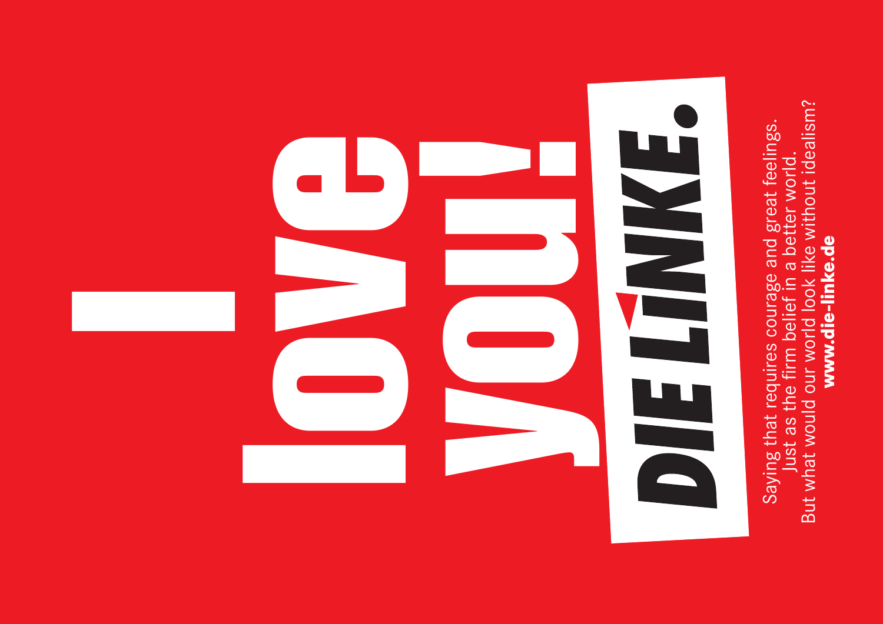# I love you!

DIE LINKE.

Saying that requires courage and great feelings.
Just as the firm belief in a better world.
But what would our world look like without idealism?

**www.die-linke.de**